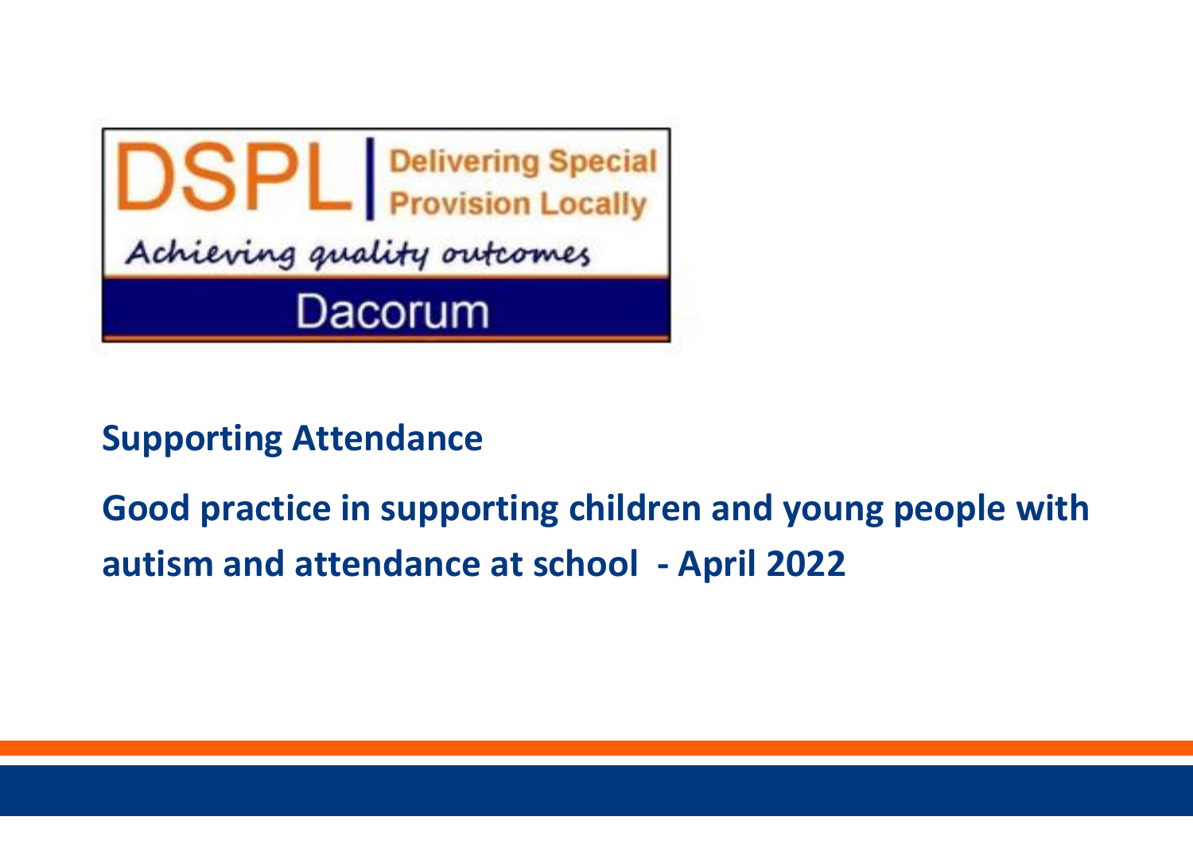DSPL | Delivering Special Provision Locally

Achieving quality outcomes

Dacorum

## Supporting Attendance

## Good practice in supporting children and young people with autism and attendance at school - April 2022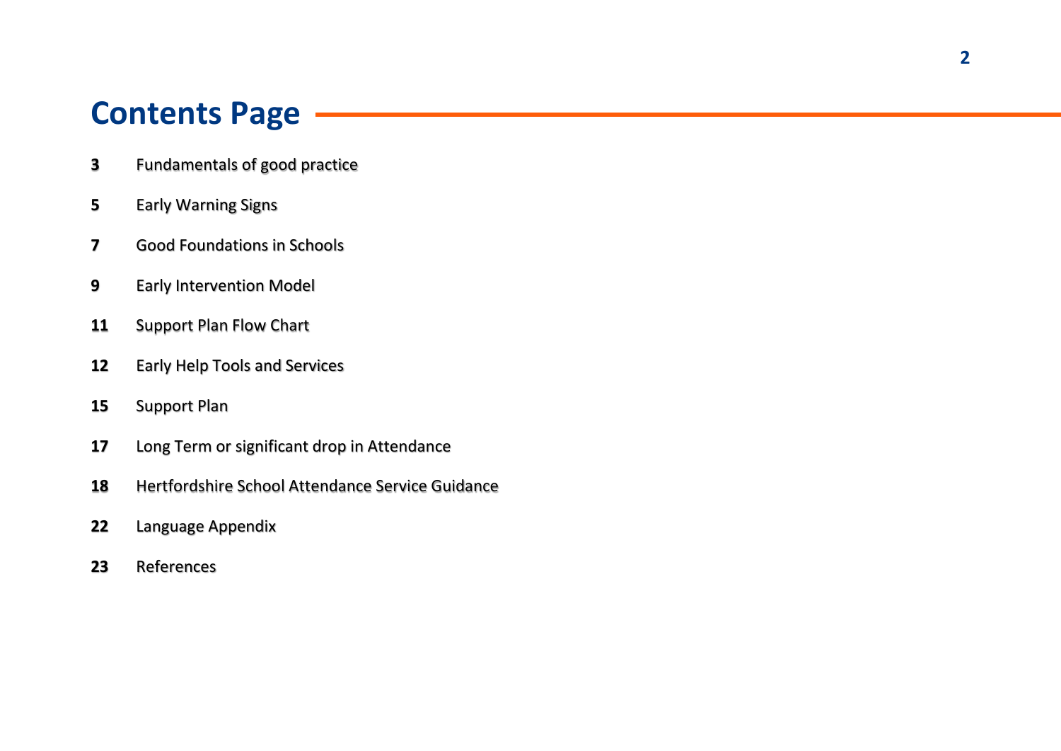# Contents Page

| | |
|---|---|
| **3** | Fundamentals of good practice |
| **5** | Early Warning Signs |
| **7** | Good Foundations in Schools |
| **9** | Early Intervention Model |
| **11** | Support Plan Flow Chart |
| **12** | Early Help Tools and Services |
| **15** | Support Plan |
| **17** | Long Term or significant drop in Attendance |
| **18** | Hertfordshire School Attendance Service Guidance |
| **22** | Language Appendix |
| **23** | References |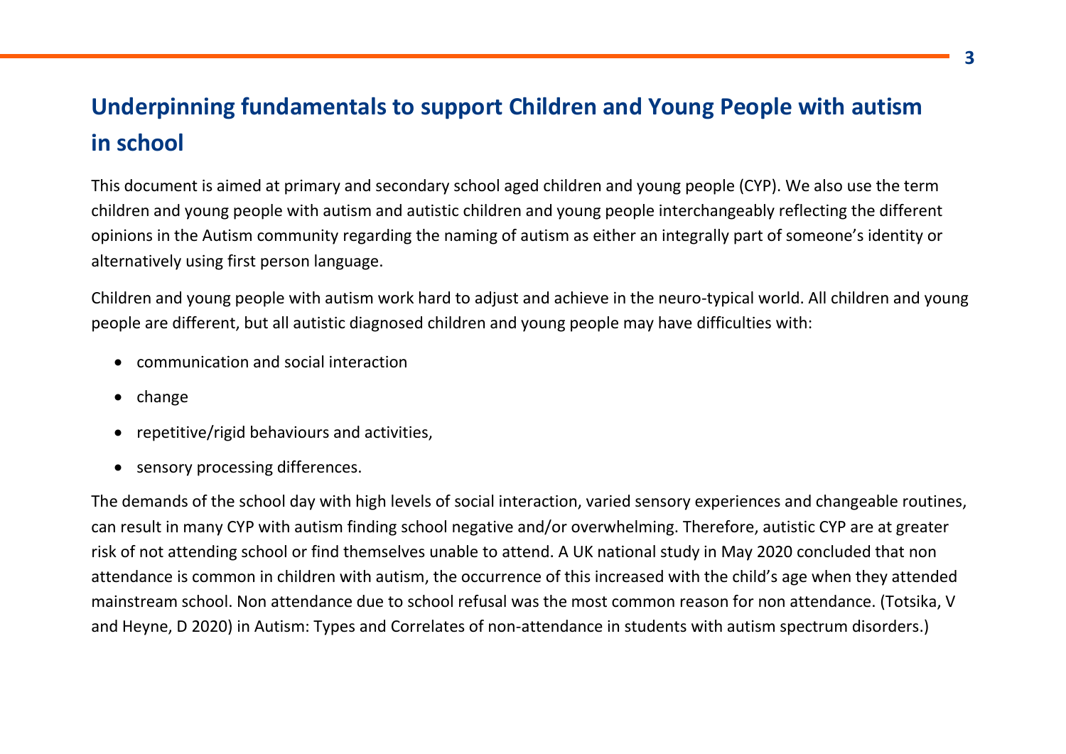# Underpinning fundamentals to support Children and Young People with autism in school

This document is aimed at primary and secondary school aged children and young people (CYP). We also use the term children and young people with autism and autistic children and young people interchangeably reflecting the different opinions in the Autism community regarding the naming of autism as either an integrally part of someone's identity or alternatively using first person language.

Children and young people with autism work hard to adjust and achieve in the neuro-typical world. All children and young people are different, but all autistic diagnosed children and young people may have difficulties with:

- communication and social interaction
- change
- repetitive/rigid behaviours and activities,
- sensory processing differences.

The demands of the school day with high levels of social interaction, varied sensory experiences and changeable routines, can result in many CYP with autism finding school negative and/or overwhelming. Therefore, autistic CYP are at greater risk of not attending school or find themselves unable to attend. A UK national study in May 2020 concluded that non attendance is common in children with autism, the occurrence of this increased with the child's age when they attended mainstream school. Non attendance due to school refusal was the most common reason for non attendance. (Totsika, V and Heyne, D 2020) in Autism: Types and Correlates of non-attendance in students with autism spectrum disorders.)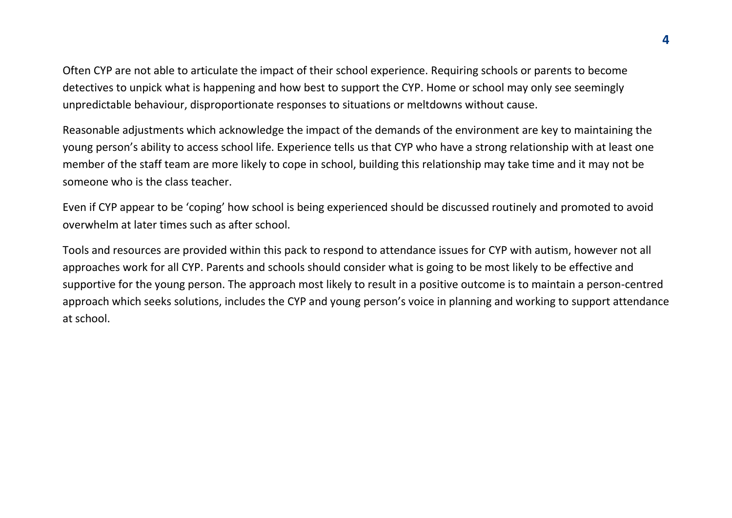Often CYP are not able to articulate the impact of their school experience. Requiring schools or parents to become detectives to unpick what is happening and how best to support the CYP. Home or school may only see seemingly unpredictable behaviour, disproportionate responses to situations or meltdowns without cause.

Reasonable adjustments which acknowledge the impact of the demands of the environment are key to maintaining the young person's ability to access school life. Experience tells us that CYP who have a strong relationship with at least one member of the staff team are more likely to cope in school, building this relationship may take time and it may not be someone who is the class teacher.

Even if CYP appear to be 'coping' how school is being experienced should be discussed routinely and promoted to avoid overwhelm at later times such as after school.

Tools and resources are provided within this pack to respond to attendance issues for CYP with autism, however not all approaches work for all CYP. Parents and schools should consider what is going to be most likely to be effective and supportive for the young person. The approach most likely to result in a positive outcome is to maintain a person-centred approach which seeks solutions, includes the CYP and young person's voice in planning and working to support attendance at school.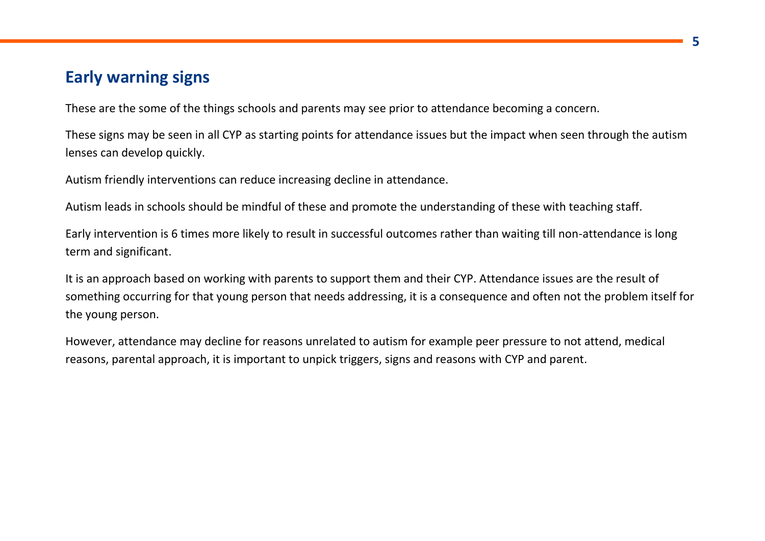## Early warning signs

These are the some of the things schools and parents may see prior to attendance becoming a concern.

These signs may be seen in all CYP as starting points for attendance issues but the impact when seen through the autism lenses can develop quickly.

Autism friendly interventions can reduce increasing decline in attendance.

Autism leads in schools should be mindful of these and promote the understanding of these with teaching staff.

Early intervention is 6 times more likely to result in successful outcomes rather than waiting till non-attendance is long term and significant.

It is an approach based on working with parents to support them and their CYP. Attendance issues are the result of something occurring for that young person that needs addressing, it is a consequence and often not the problem itself for the young person.

However, attendance may decline for reasons unrelated to autism for example peer pressure to not attend, medical reasons, parental approach, it is important to unpick triggers, signs and reasons with CYP and parent.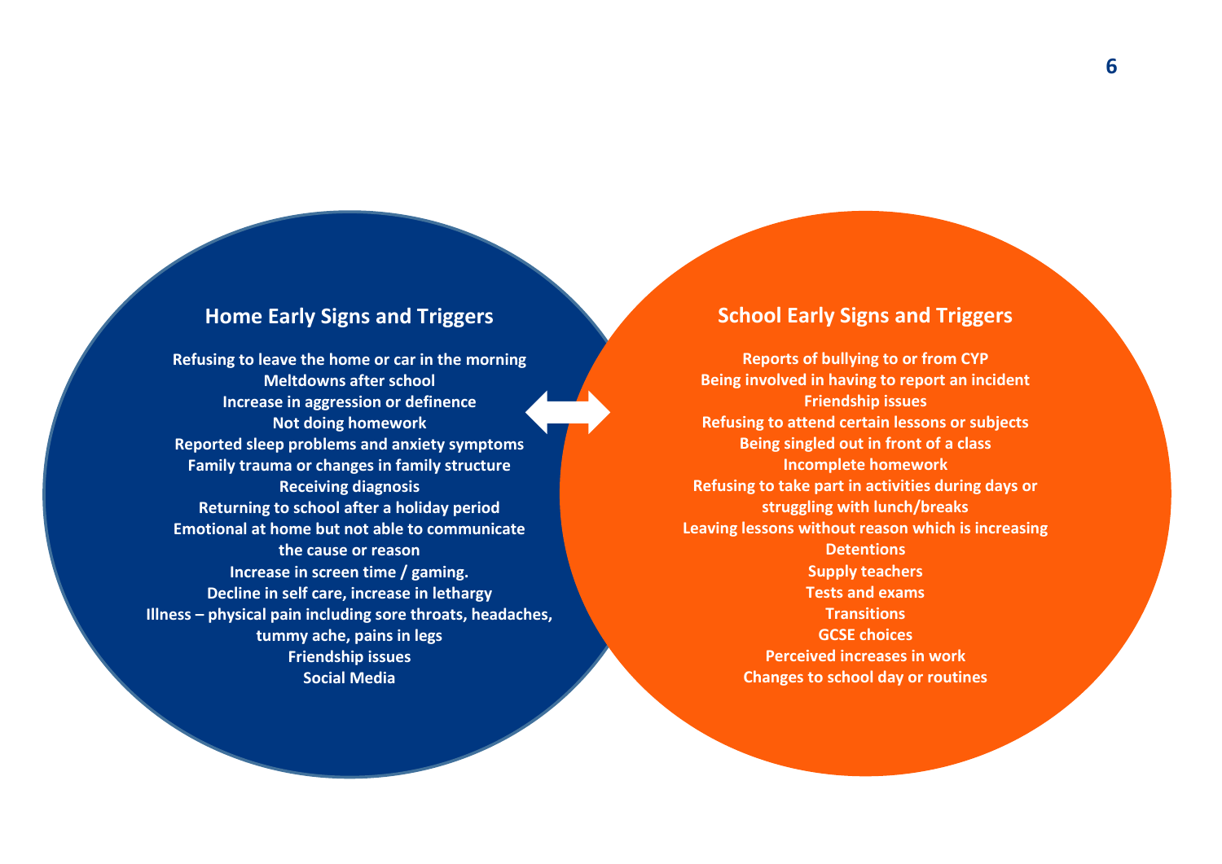## Home Early Signs and Triggers

Refusing to leave the home or car in the morning
Meltdowns after school
Increase in aggression or definence
Not doing homework
Reported sleep problems and anxiety symptoms
Family trauma or changes in family structure
Receiving diagnosis
Returning to school after a holiday period
Emotional at home but not able to communicate the cause or reason
Increase in screen time / gaming.
Decline in self care, increase in lethargy
Illness – physical pain including sore throats, headaches, tummy ache, pains in legs
Friendship issues
Social Media

## School Early Signs and Triggers

Reports of bullying to or from CYP
Being involved in having to report an incident
Friendship issues
Refusing to attend certain lessons or subjects
Being singled out in front of a class
Incomplete homework
Refusing to take part in activities during days or struggling with lunch/breaks
Leaving lessons without reason which is increasing
Detentions
Supply teachers
Tests and exams
Transitions
GCSE choices
Perceived increases in work
Changes to school day or routines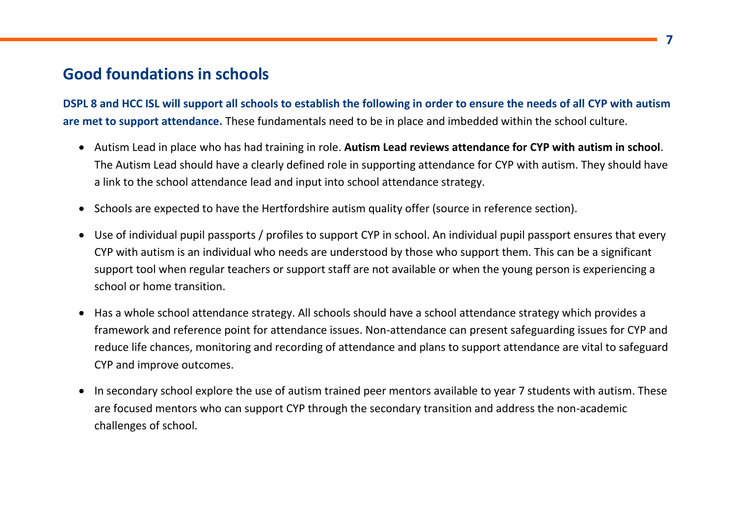## Good foundations in schools

**DSPL 8 and HCC ISL will support all schools to establish the following in order to ensure the needs of all CYP with autism are met to support attendance.** These fundamentals need to be in place and imbedded within the school culture.

- Autism Lead in place who has had training in role. **Autism Lead reviews attendance for CYP with autism in school**. The Autism Lead should have a clearly defined role in supporting attendance for CYP with autism. They should have a link to the school attendance lead and input into school attendance strategy.

- Schools are expected to have the Hertfordshire autism quality offer (source in reference section).

- Use of individual pupil passports / profiles to support CYP in school. An individual pupil passport ensures that every CYP with autism is an individual who needs are understood by those who support them. This can be a significant support tool when regular teachers or support staff are not available or when the young person is experiencing a school or home transition.

- Has a whole school attendance strategy. All schools should have a school attendance strategy which provides a framework and reference point for attendance issues. Non-attendance can present safeguarding issues for CYP and reduce life chances, monitoring and recording of attendance and plans to support attendance are vital to safeguard CYP and improve outcomes.

- In secondary school explore the use of autism trained peer mentors available to year 7 students with autism. These are focused mentors who can support CYP through the secondary transition and address the non-academic challenges of school.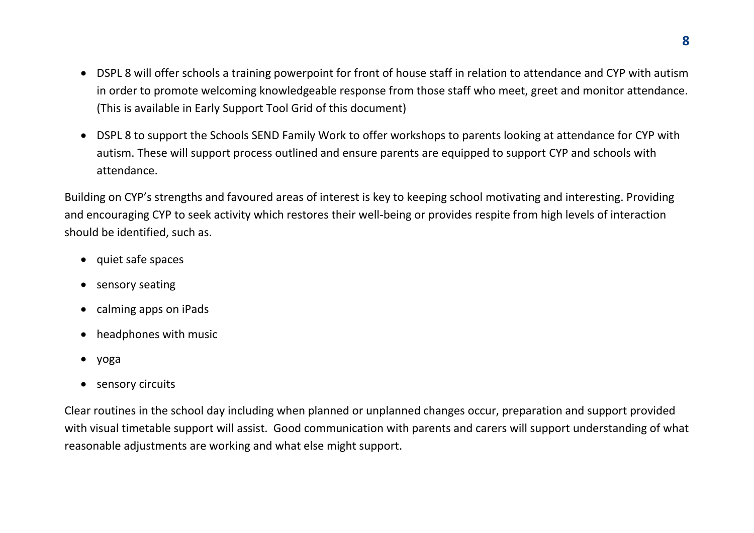- DSPL 8 will offer schools a training powerpoint for front of house staff in relation to attendance and CYP with autism in order to promote welcoming knowledgeable response from those staff who meet, greet and monitor attendance. (This is available in Early Support Tool Grid of this document)
- DSPL 8 to support the Schools SEND Family Work to offer workshops to parents looking at attendance for CYP with autism. These will support process outlined and ensure parents are equipped to support CYP and schools with attendance.

Building on CYP's strengths and favoured areas of interest is key to keeping school motivating and interesting. Providing and encouraging CYP to seek activity which restores their well-being or provides respite from high levels of interaction should be identified, such as.

- quiet safe spaces
- sensory seating
- calming apps on iPads
- headphones with music
- yoga
- sensory circuits

Clear routines in the school day including when planned or unplanned changes occur, preparation and support provided with visual timetable support will assist. Good communication with parents and carers will support understanding of what reasonable adjustments are working and what else might support.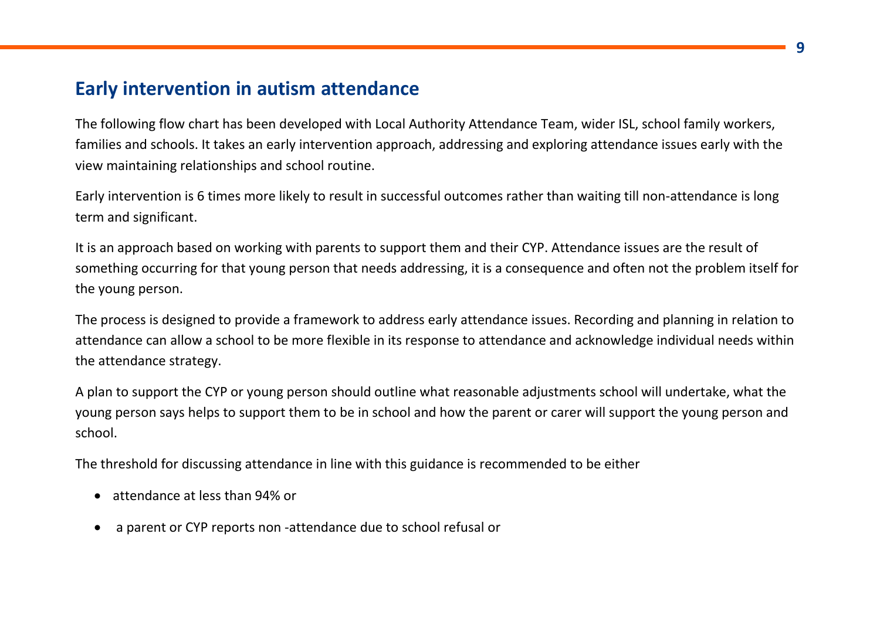## Early intervention in autism attendance

The following flow chart has been developed with Local Authority Attendance Team, wider ISL, school family workers, families and schools. It takes an early intervention approach, addressing and exploring attendance issues early with the view maintaining relationships and school routine.

Early intervention is 6 times more likely to result in successful outcomes rather than waiting till non-attendance is long term and significant.

It is an approach based on working with parents to support them and their CYP. Attendance issues are the result of something occurring for that young person that needs addressing, it is a consequence and often not the problem itself for the young person.

The process is designed to provide a framework to address early attendance issues. Recording and planning in relation to attendance can allow a school to be more flexible in its response to attendance and acknowledge individual needs within the attendance strategy.

A plan to support the CYP or young person should outline what reasonable adjustments school will undertake, what the young person says helps to support them to be in school and how the parent or carer will support the young person and school.

The threshold for discussing attendance in line with this guidance is recommended to be either

- attendance at less than 94% or
- a parent or CYP reports non -attendance due to school refusal or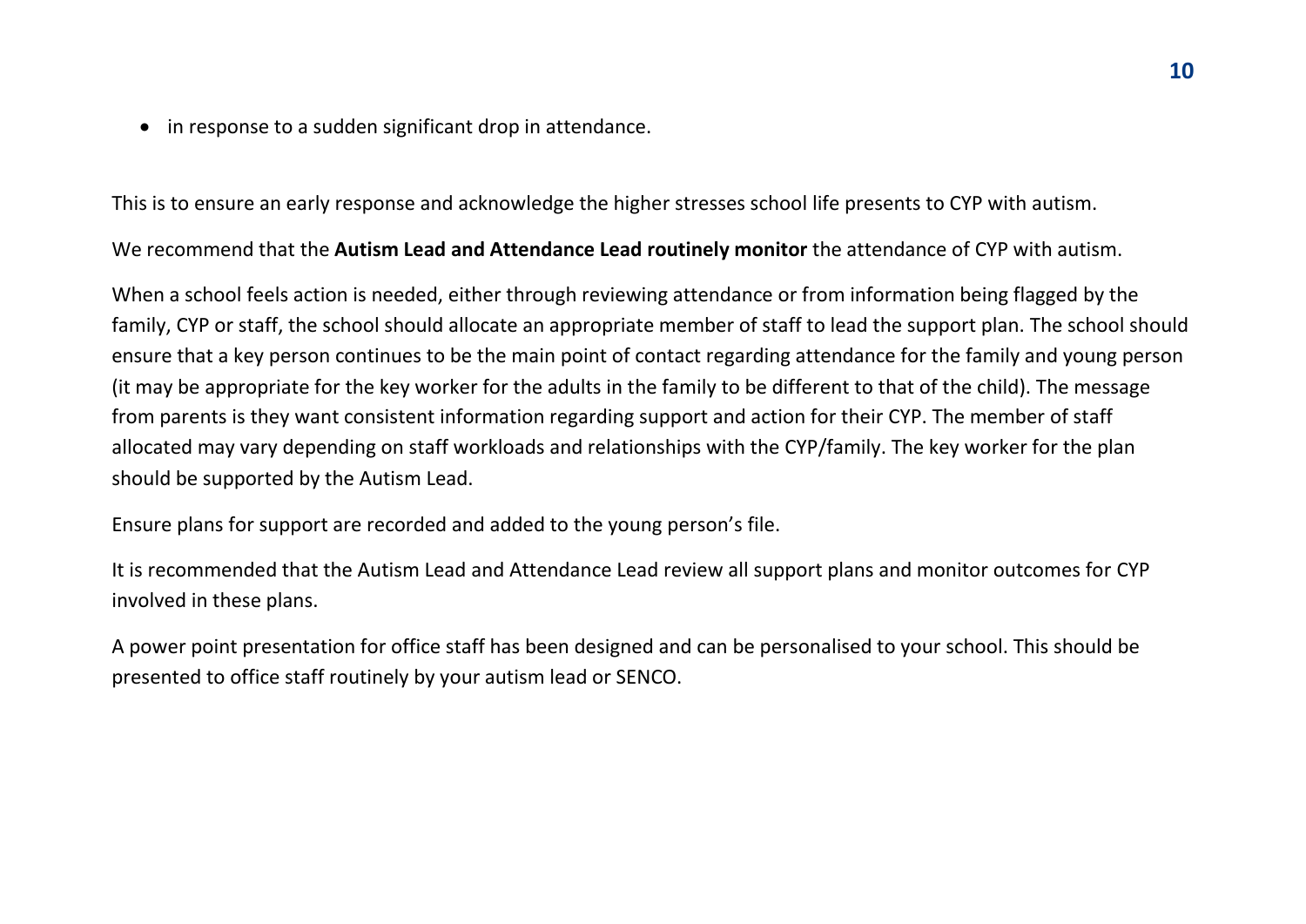- in response to a sudden significant drop in attendance.

This is to ensure an early response and acknowledge the higher stresses school life presents to CYP with autism.

We recommend that the **Autism Lead and Attendance Lead routinely monitor** the attendance of CYP with autism.

When a school feels action is needed, either through reviewing attendance or from information being flagged by the family, CYP or staff, the school should allocate an appropriate member of staff to lead the support plan. The school should ensure that a key person continues to be the main point of contact regarding attendance for the family and young person (it may be appropriate for the key worker for the adults in the family to be different to that of the child). The message from parents is they want consistent information regarding support and action for their CYP. The member of staff allocated may vary depending on staff workloads and relationships with the CYP/family. The key worker for the plan should be supported by the Autism Lead.

Ensure plans for support are recorded and added to the young person's file.

It is recommended that the Autism Lead and Attendance Lead review all support plans and monitor outcomes for CYP involved in these plans.

A power point presentation for office staff has been designed and can be personalised to your school. This should be presented to office staff routinely by your autism lead or SENCO.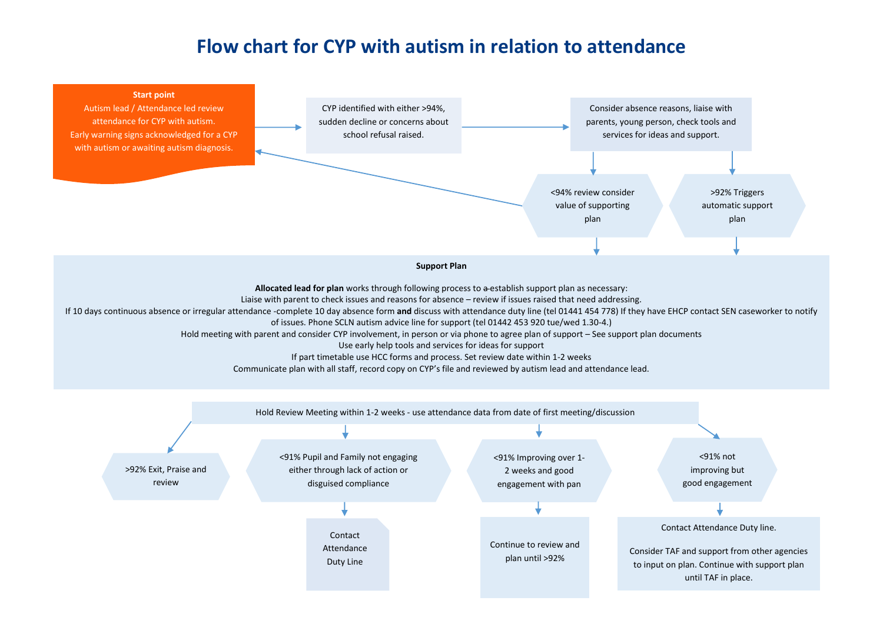# Flow chart for CYP with autism in relation to attendance

**Start point**
Autism lead / Attendance led review attendance for CYP with autism.
Early warning signs acknowledged for a CYP with autism or awaiting autism diagnosis.

CYP identified with either >94%, sudden decline or concerns about school refusal raised.

Consider absence reasons, liaise with parents, young person, check tools and services for ideas and support.

<94% review consider value of supporting plan

>92% Triggers automatic support plan

**Support Plan**

**Allocated lead for plan** works through following process to ~~a~~ establish support plan as necessary:
Liaise with parent to check issues and reasons for absence – review if issues raised that need addressing.
If 10 days continuous absence or irregular attendance -complete 10 day absence form **and** discuss with attendance duty line (tel 01441 454 778) If they have EHCP contact SEN caseworker to notify of issues. Phone SCLN autism advice line for support (tel 01442 453 920 tue/wed 1.30-4.)
Hold meeting with parent and consider CYP involvement, in person or via phone to agree plan of support – See support plan documents
Use early help tools and services for ideas for support
If part timetable use HCC forms and process. Set review date within 1-2 weeks
Communicate plan with all staff, record copy on CYP's file and reviewed by autism lead and attendance lead.

Hold Review Meeting within 1-2 weeks - use attendance data from date of first meeting/discussion

- >92% Exit, Praise and review
- <91% Pupil and Family not engaging either through lack of action or disguised compliance
  - Contact Attendance Duty Line
- <91% Improving over 1-2 weeks and good engagement with pan
  - Continue to review and plan until >92%
- <91% not improving but good engagement
  - Contact Attendance Duty line.

    Consider TAF and support from other agencies to input on plan. Continue with support plan until TAF in place.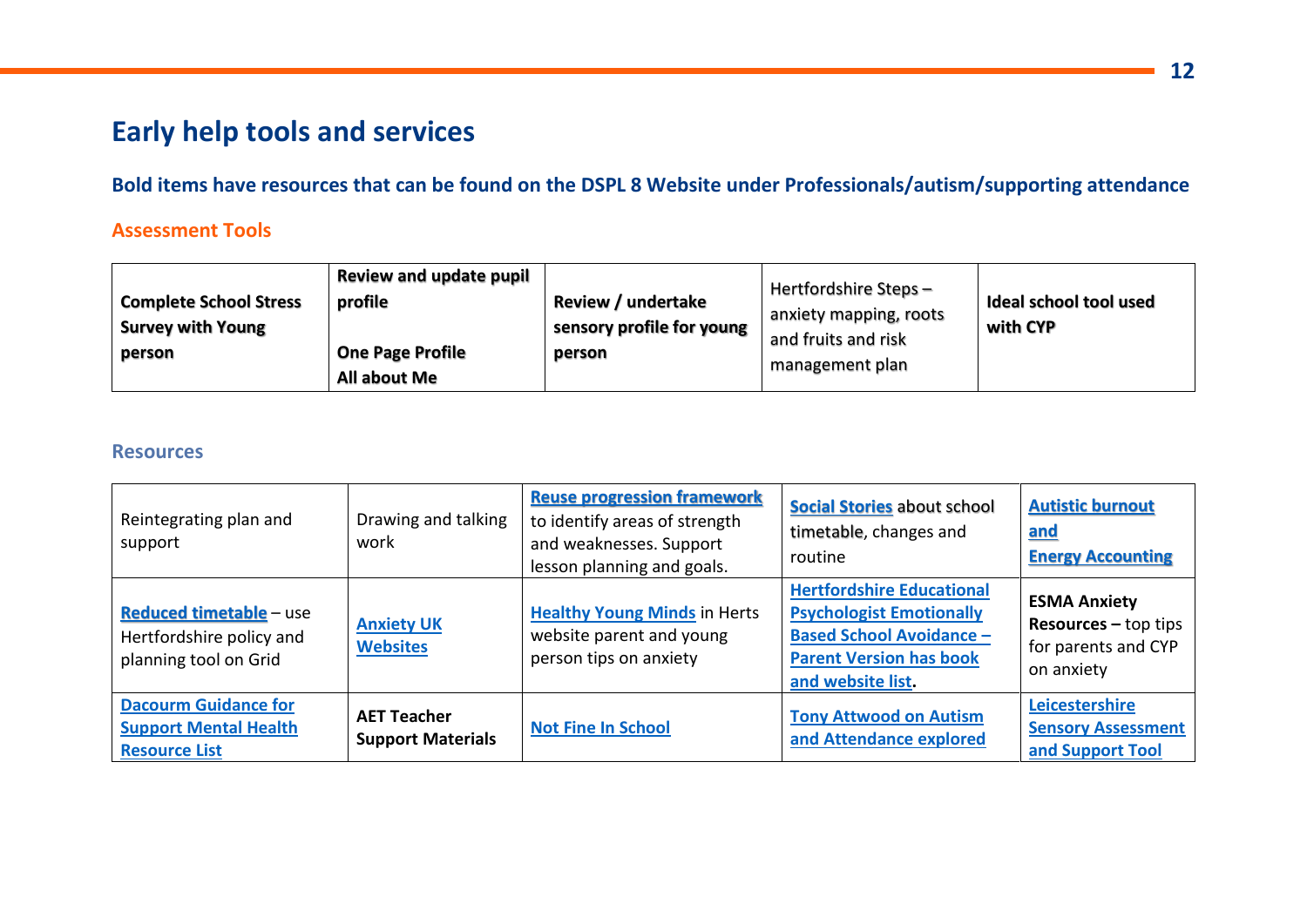# Early help tools and services

## Bold items have resources that can be found on the DSPL 8 Website under Professionals/autism/supporting attendance

### Assessment Tools

| **Complete School Stress Survey with Young person** | **Review and update pupil profile**<br><br>**One Page Profile**<br>**All about Me** | **Review / undertake sensory profile for young person** | Hertfordshire Steps – anxiety mapping, roots and fruits and risk management plan | **Ideal school tool used with CYP** |
|---|---|---|---|---|

### Resources

| | | | | |
|---|---|---|---|---|
| Reintegrating plan and support | Drawing and talking work | **Reuse progression framework** to identify areas of strength and weaknesses. Support lesson planning and goals. | **Social Stories** about school timetable, changes and routine | **Autistic burnout and Energy Accounting** |
| **Reduced timetable** – use Hertfordshire policy and planning tool on Grid | **Anxiety UK Websites** | **Healthy Young Minds** in Herts website parent and young person tips on anxiety | **Hertfordshire Educational Psychologist Emotionally Based School Avoidance – Parent Version has book and website list.** | **ESMA Anxiety Resources** – top tips for parents and CYP on anxiety |
| **Dacourm Guidance for Support Mental Health Resource List** | **AET Teacher Support Materials** | **Not Fine In School** | **Tony Attwood on Autism and Attendance explored** | **Leicestershire Sensory Assessment and Support Tool** |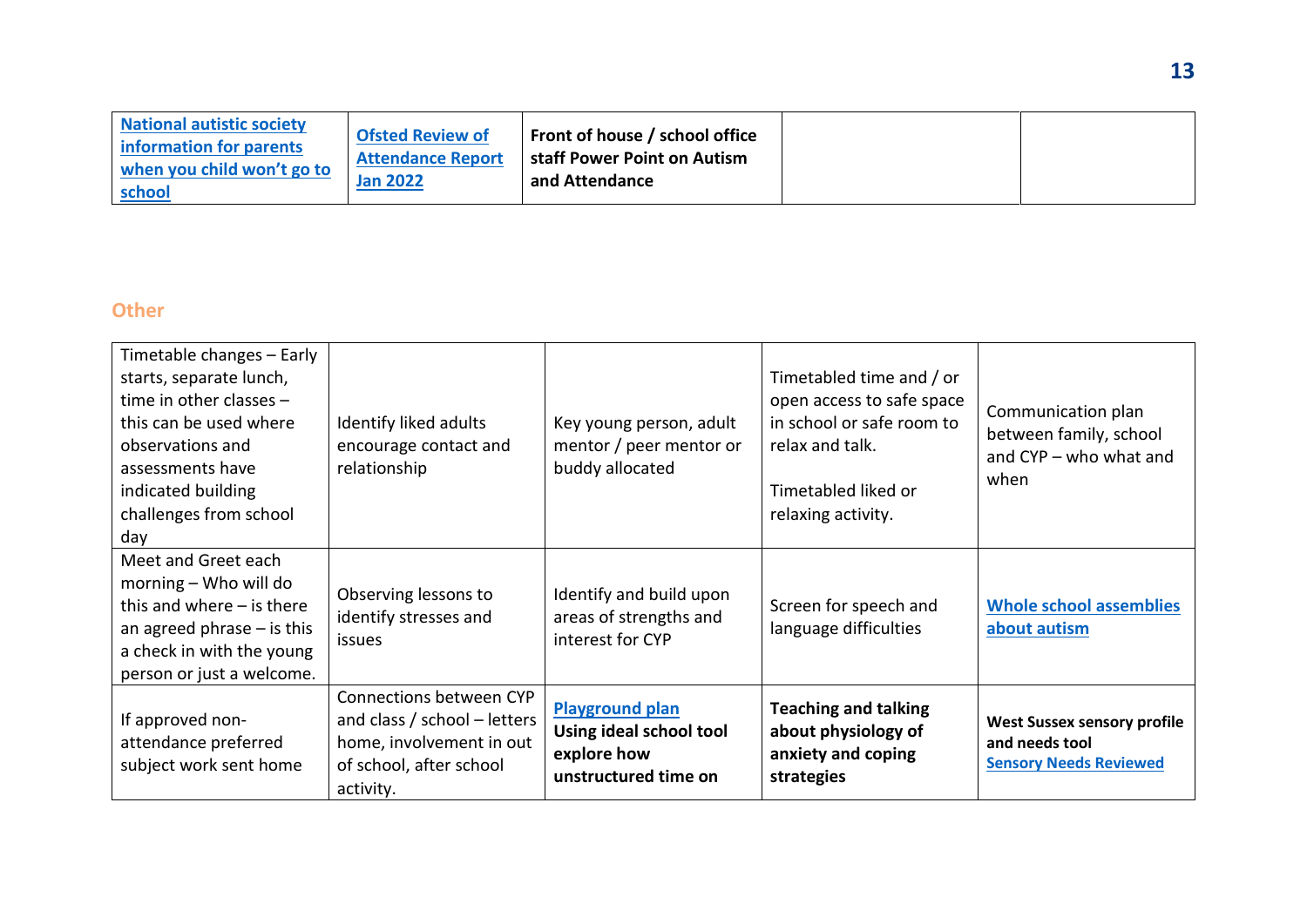| [National autistic society information for parents when you child won't go to school](#) | [Ofsted Review of Attendance Report Jan 2022](#) | **Front of house / school office staff Power Point on Autism and Attendance** | | |
|---|---|---|---|---|

## Other

| | | | | |
|---|---|---|---|---|
| Timetable changes – Early starts, separate lunch, time in other classes – this can be used where observations and assessments have indicated building challenges from school day | Identify liked adults encourage contact and relationship | Key young person, adult mentor / peer mentor or buddy allocated | Timetabled time and / or open access to safe space in school or safe room to relax and talk.<br><br>Timetabled liked or relaxing activity. | Communication plan between family, school and CYP – who what and when |
| Meet and Greet each morning – Who will do this and where – is there an agreed phrase – is this a check in with the young person or just a welcome. | Observing lessons to identify stresses and issues | Identify and build upon areas of strengths and interest for CYP | Screen for speech and language difficulties | [Whole school assemblies about autism](#) |
| If approved non-attendance preferred subject work sent home | Connections between CYP and class / school – letters home, involvement in out of school, after school activity. | [Playground plan](#)<br>**Using ideal school tool explore how unstructured time on** | **Teaching and talking about physiology of anxiety and coping strategies** | **West Sussex sensory profile and needs tool**<br>[Sensory Needs Reviewed](#) |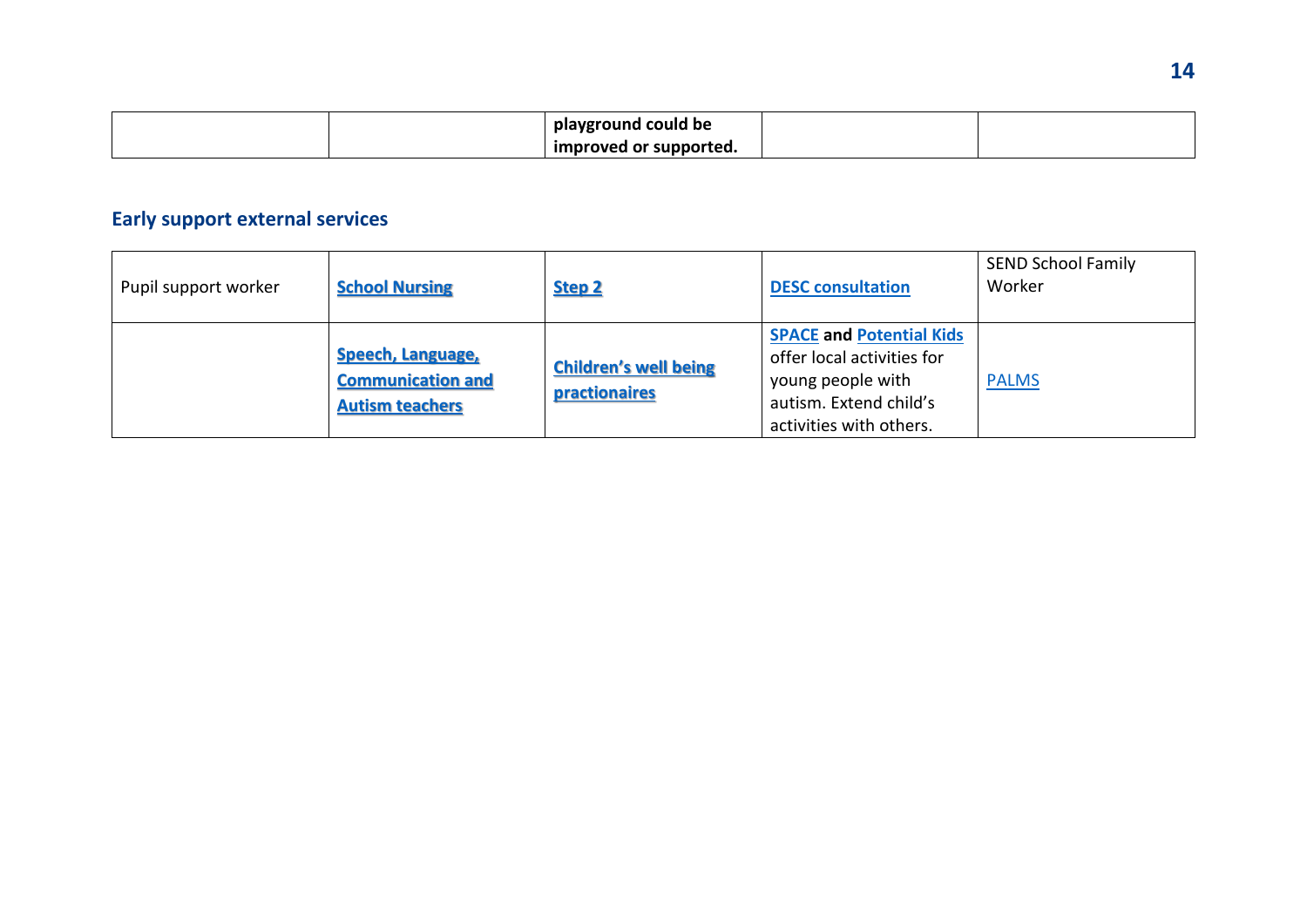| | | **playground could be improved or supported.** | | |
|---|---|---|---|---|

## Early support external services

| Pupil support worker | **School Nursing** | **Step 2** | **DESC consultation** | SEND School Family Worker |
|---|---|---|---|---|
| | **Speech, Language, Communication and Autism teachers** | **Children's well being practionaires** | **SPACE and Potential Kids** offer local activities for young people with autism. Extend child's activities with others. | PALMS |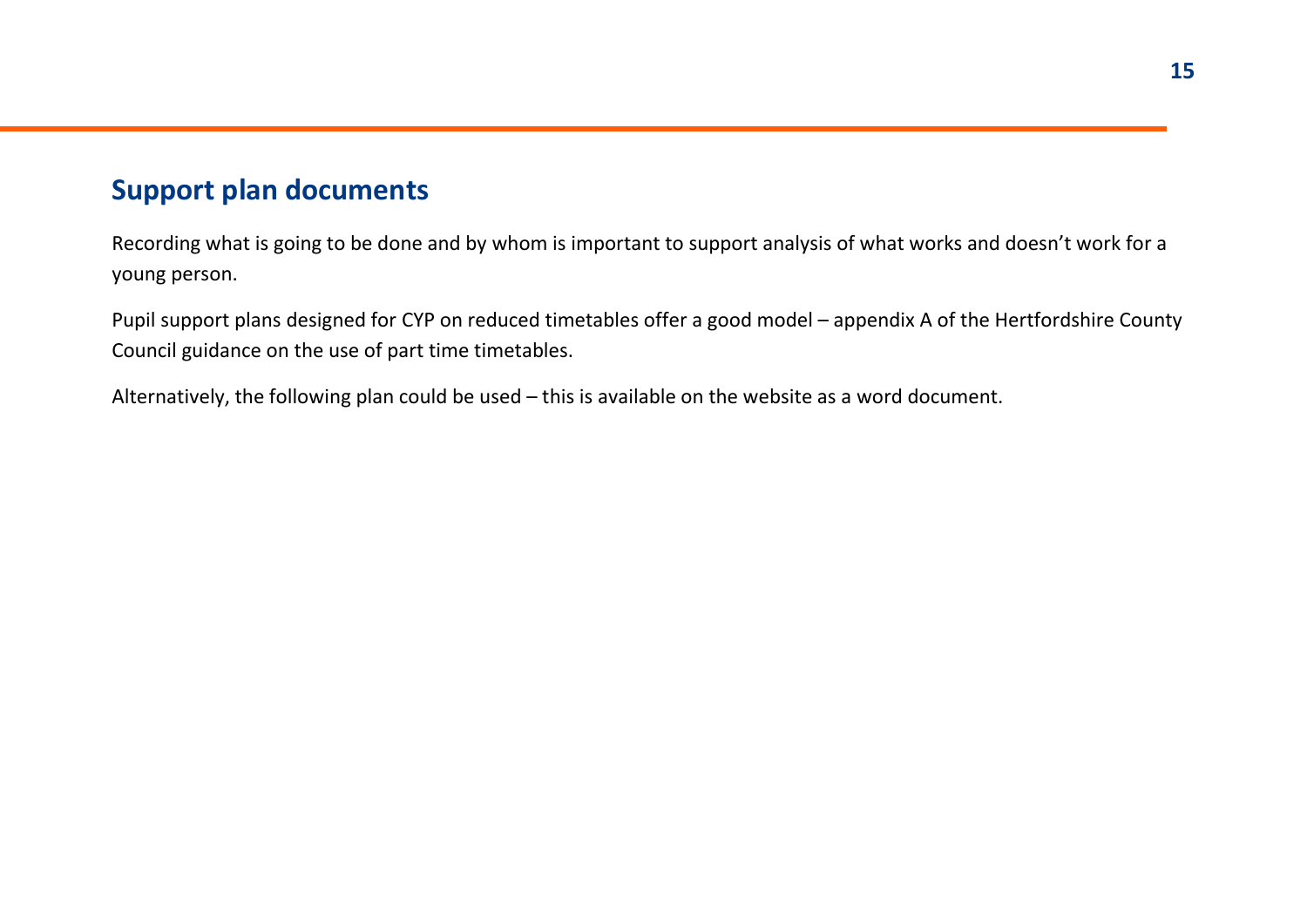## Support plan documents

Recording what is going to be done and by whom is important to support analysis of what works and doesn't work for a young person.

Pupil support plans designed for CYP on reduced timetables offer a good model – appendix A of the Hertfordshire County Council guidance on the use of part time timetables.

Alternatively, the following plan could be used – this is available on the website as a word document.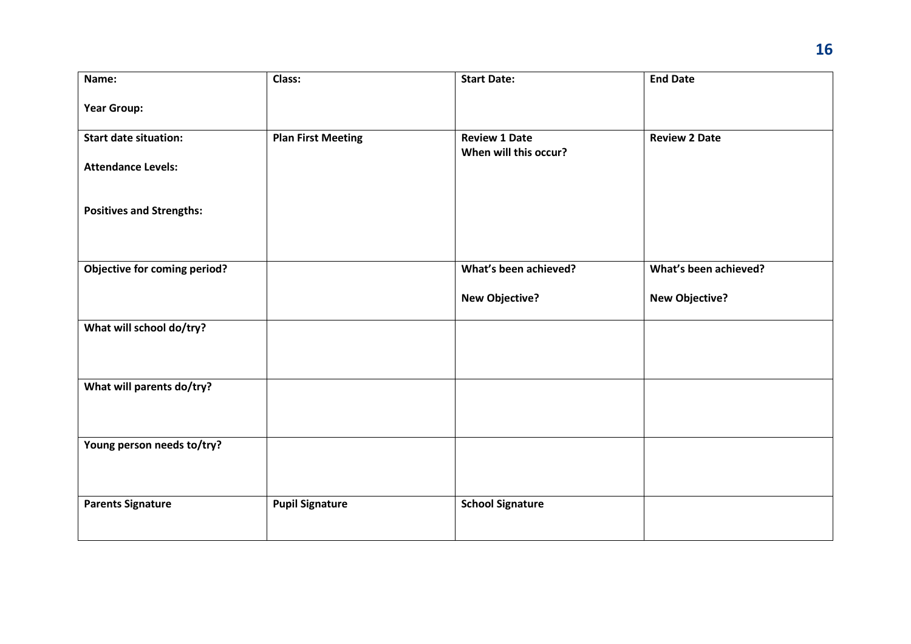| Name:<br><br>Year Group: | Class: | Start Date: | End Date |
| --- | --- | --- | --- |
| Start date situation:<br><br>Attendance Levels:<br><br>Positives and Strengths: | Plan First Meeting | Review 1 Date<br>When will this occur? | Review 2 Date |
| Objective for coming period? | | What's been achieved?<br><br>New Objective? | What's been achieved?<br><br>New Objective? |
| What will school do/try? | | | |
| What will parents do/try? | | | |
| Young person needs to/try? | | | |
| Parents Signature | Pupil Signature | School Signature | |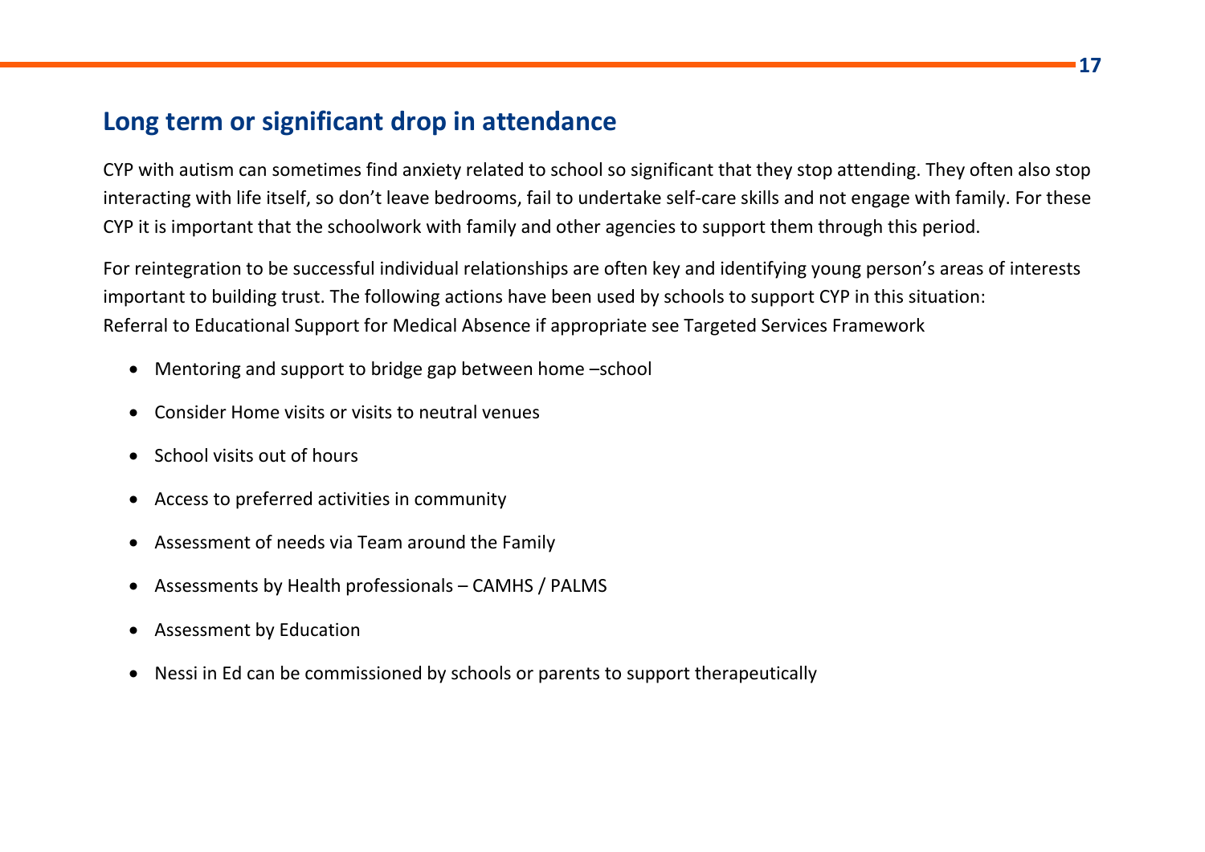## Long term or significant drop in attendance

CYP with autism can sometimes find anxiety related to school so significant that they stop attending. They often also stop interacting with life itself, so don't leave bedrooms, fail to undertake self-care skills and not engage with family. For these CYP it is important that the schoolwork with family and other agencies to support them through this period.

For reintegration to be successful individual relationships are often key and identifying young person's areas of interests important to building trust. The following actions have been used by schools to support CYP in this situation:
Referral to Educational Support for Medical Absence if appropriate see Targeted Services Framework

- Mentoring and support to bridge gap between home –school
- Consider Home visits or visits to neutral venues
- School visits out of hours
- Access to preferred activities in community
- Assessment of needs via Team around the Family
- Assessments by Health professionals – CAMHS / PALMS
- Assessment by Education
- Nessi in Ed can be commissioned by schools or parents to support therapeutically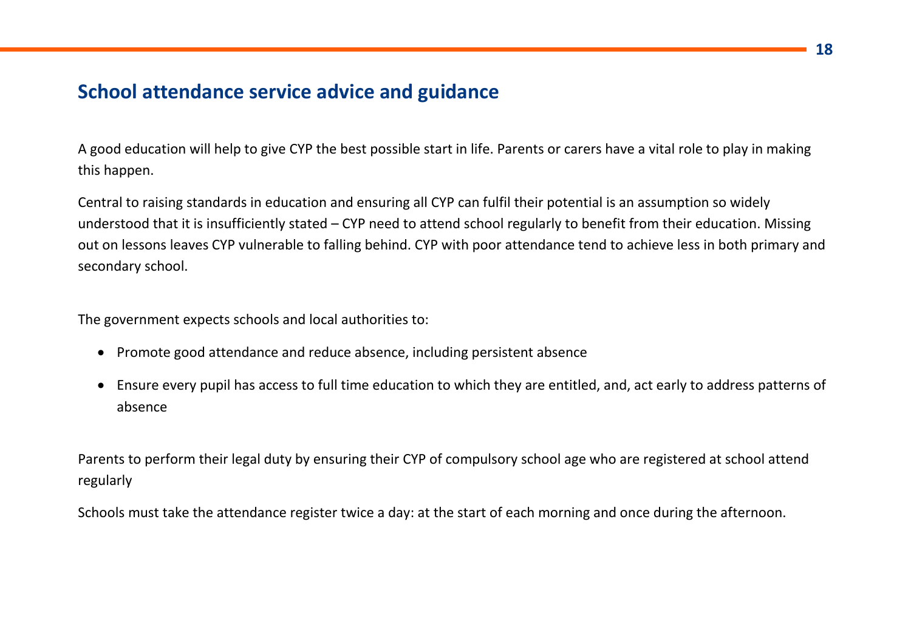## School attendance service advice and guidance

A good education will help to give CYP the best possible start in life. Parents or carers have a vital role to play in making this happen.

Central to raising standards in education and ensuring all CYP can fulfil their potential is an assumption so widely understood that it is insufficiently stated – CYP need to attend school regularly to benefit from their education. Missing out on lessons leaves CYP vulnerable to falling behind. CYP with poor attendance tend to achieve less in both primary and secondary school.

The government expects schools and local authorities to:

- Promote good attendance and reduce absence, including persistent absence
- Ensure every pupil has access to full time education to which they are entitled, and, act early to address patterns of absence

Parents to perform their legal duty by ensuring their CYP of compulsory school age who are registered at school attend regularly

Schools must take the attendance register twice a day: at the start of each morning and once during the afternoon.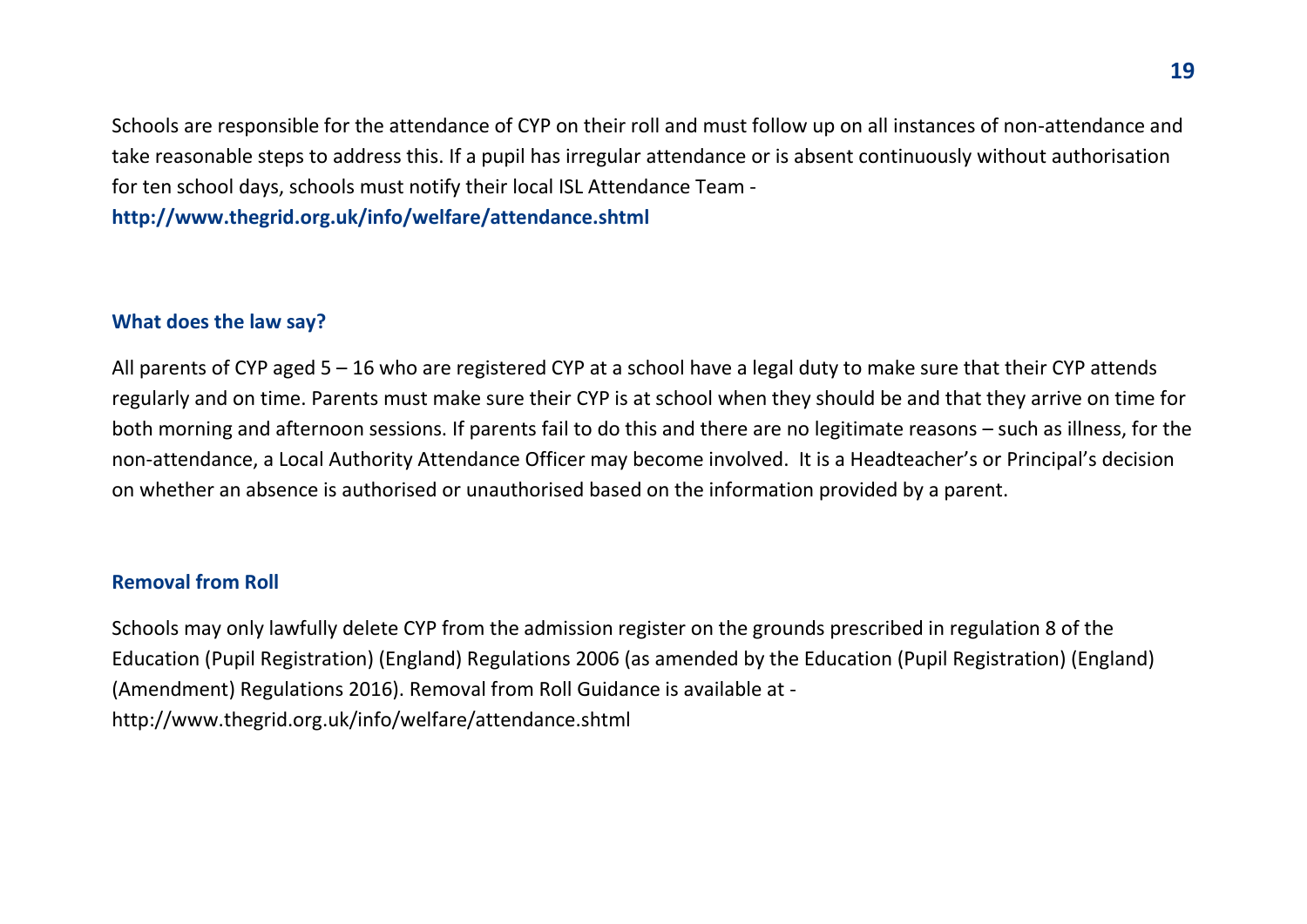Schools are responsible for the attendance of CYP on their roll and must follow up on all instances of non-attendance and take reasonable steps to address this. If a pupil has irregular attendance or is absent continuously without authorisation for ten school days, schools must notify their local ISL Attendance Team - **http://www.thegrid.org.uk/info/welfare/attendance.shtml**

### What does the law say?

All parents of CYP aged 5 – 16 who are registered CYP at a school have a legal duty to make sure that their CYP attends regularly and on time. Parents must make sure their CYP is at school when they should be and that they arrive on time for both morning and afternoon sessions. If parents fail to do this and there are no legitimate reasons – such as illness, for the non-attendance, a Local Authority Attendance Officer may become involved. It is a Headteacher's or Principal's decision on whether an absence is authorised or unauthorised based on the information provided by a parent.

### Removal from Roll

Schools may only lawfully delete CYP from the admission register on the grounds prescribed in regulation 8 of the Education (Pupil Registration) (England) Regulations 2006 (as amended by the Education (Pupil Registration) (England) (Amendment) Regulations 2016). Removal from Roll Guidance is available at - http://www.thegrid.org.uk/info/welfare/attendance.shtml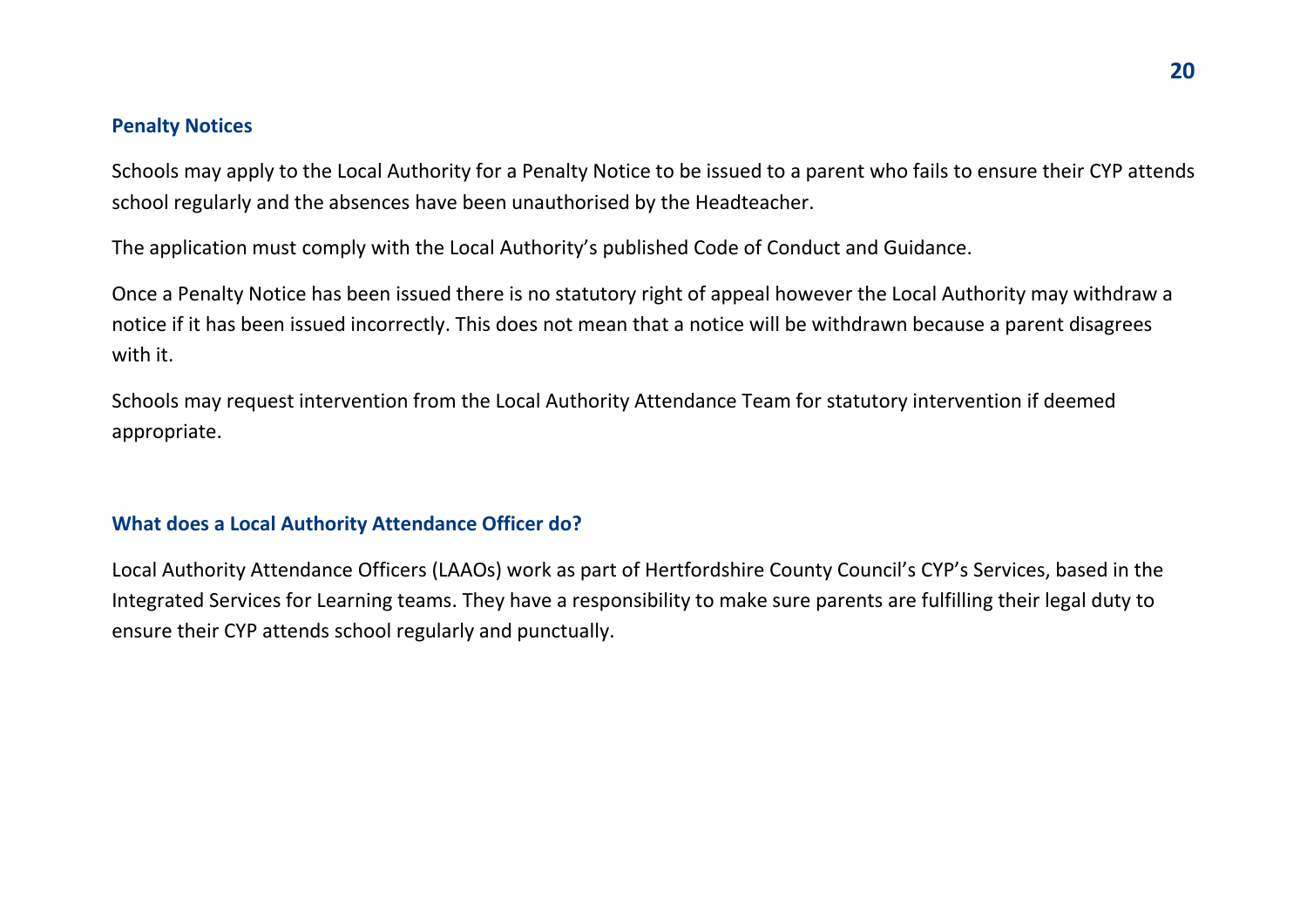## Penalty Notices

Schools may apply to the Local Authority for a Penalty Notice to be issued to a parent who fails to ensure their CYP attends school regularly and the absences have been unauthorised by the Headteacher.

The application must comply with the Local Authority's published Code of Conduct and Guidance.

Once a Penalty Notice has been issued there is no statutory right of appeal however the Local Authority may withdraw a notice if it has been issued incorrectly. This does not mean that a notice will be withdrawn because a parent disagrees with it.

Schools may request intervention from the Local Authority Attendance Team for statutory intervention if deemed appropriate.

## What does a Local Authority Attendance Officer do?

Local Authority Attendance Officers (LAAOs) work as part of Hertfordshire County Council's CYP's Services, based in the Integrated Services for Learning teams. They have a responsibility to make sure parents are fulfilling their legal duty to ensure their CYP attends school regularly and punctually.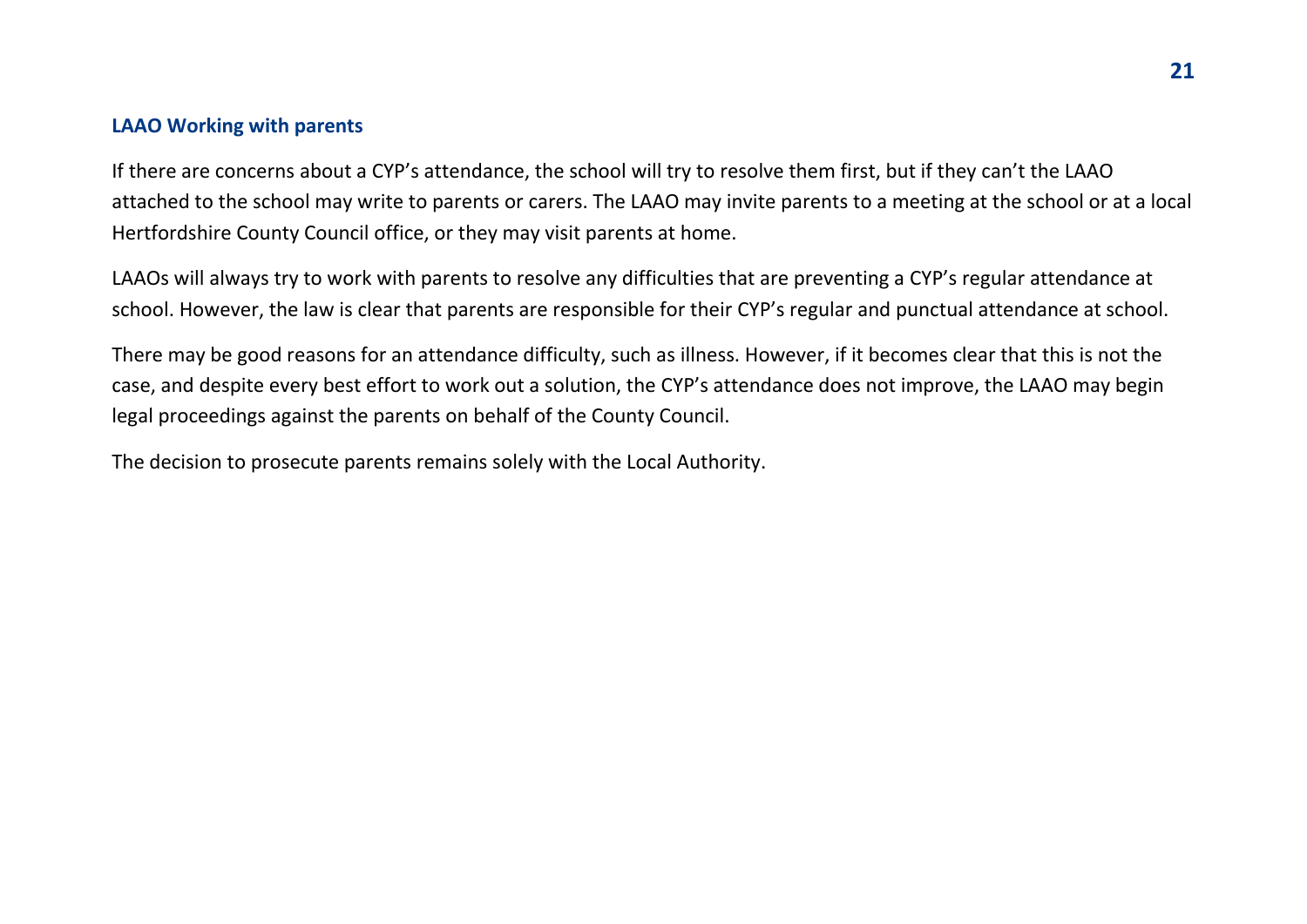### LAAO Working with parents

If there are concerns about a CYP's attendance, the school will try to resolve them first, but if they can't the LAAO attached to the school may write to parents or carers. The LAAO may invite parents to a meeting at the school or at a local Hertfordshire County Council office, or they may visit parents at home.

LAAOs will always try to work with parents to resolve any difficulties that are preventing a CYP's regular attendance at school. However, the law is clear that parents are responsible for their CYP's regular and punctual attendance at school.

There may be good reasons for an attendance difficulty, such as illness. However, if it becomes clear that this is not the case, and despite every best effort to work out a solution, the CYP's attendance does not improve, the LAAO may begin legal proceedings against the parents on behalf of the County Council.

The decision to prosecute parents remains solely with the Local Authority.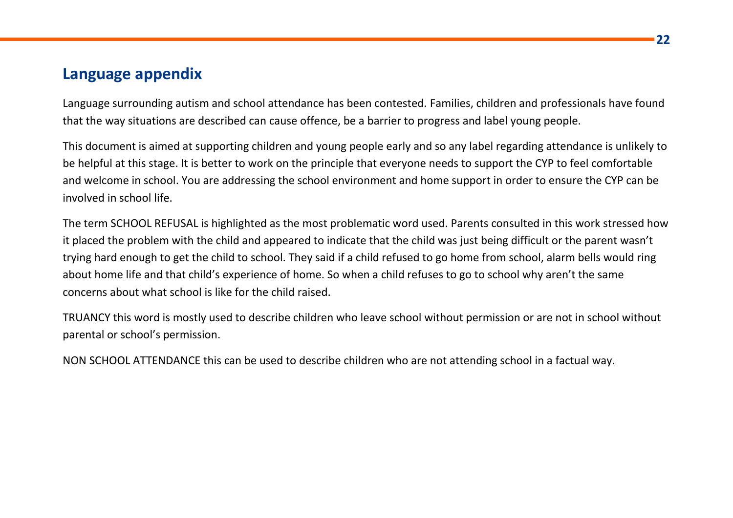## Language appendix

Language surrounding autism and school attendance has been contested. Families, children and professionals have found that the way situations are described can cause offence, be a barrier to progress and label young people.

This document is aimed at supporting children and young people early and so any label regarding attendance is unlikely to be helpful at this stage. It is better to work on the principle that everyone needs to support the CYP to feel comfortable and welcome in school. You are addressing the school environment and home support in order to ensure the CYP can be involved in school life.

The term SCHOOL REFUSAL is highlighted as the most problematic word used. Parents consulted in this work stressed how it placed the problem with the child and appeared to indicate that the child was just being difficult or the parent wasn't trying hard enough to get the child to school. They said if a child refused to go home from school, alarm bells would ring about home life and that child's experience of home. So when a child refuses to go to school why aren't the same concerns about what school is like for the child raised.

TRUANCY this word is mostly used to describe children who leave school without permission or are not in school without parental or school's permission.

NON SCHOOL ATTENDANCE this can be used to describe children who are not attending school in a factual way.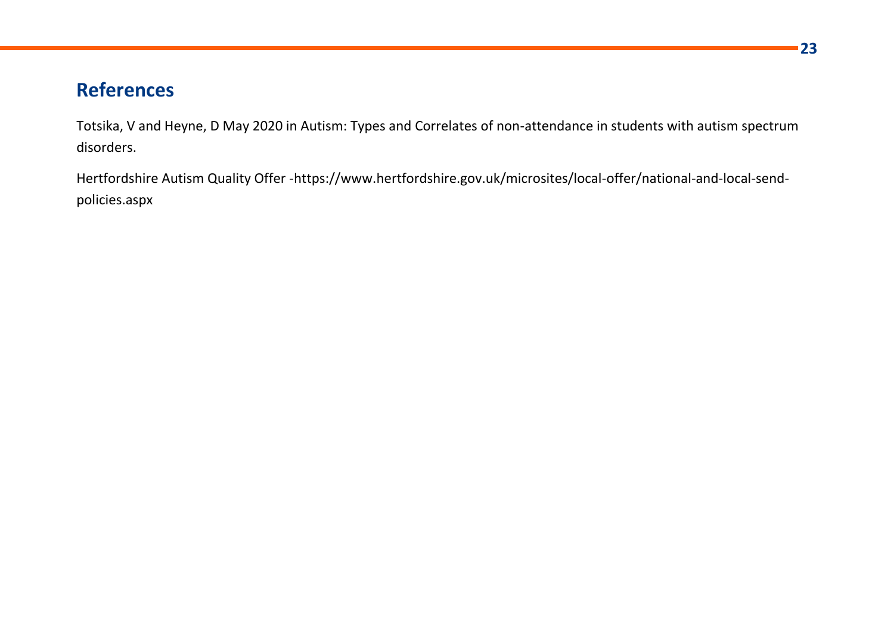## References

Totsika, V and Heyne, D May 2020 in Autism: Types and Correlates of non-attendance in students with autism spectrum disorders.

Hertfordshire Autism Quality Offer -https://www.hertfordshire.gov.uk/microsites/local-offer/national-and-local-send-policies.aspx